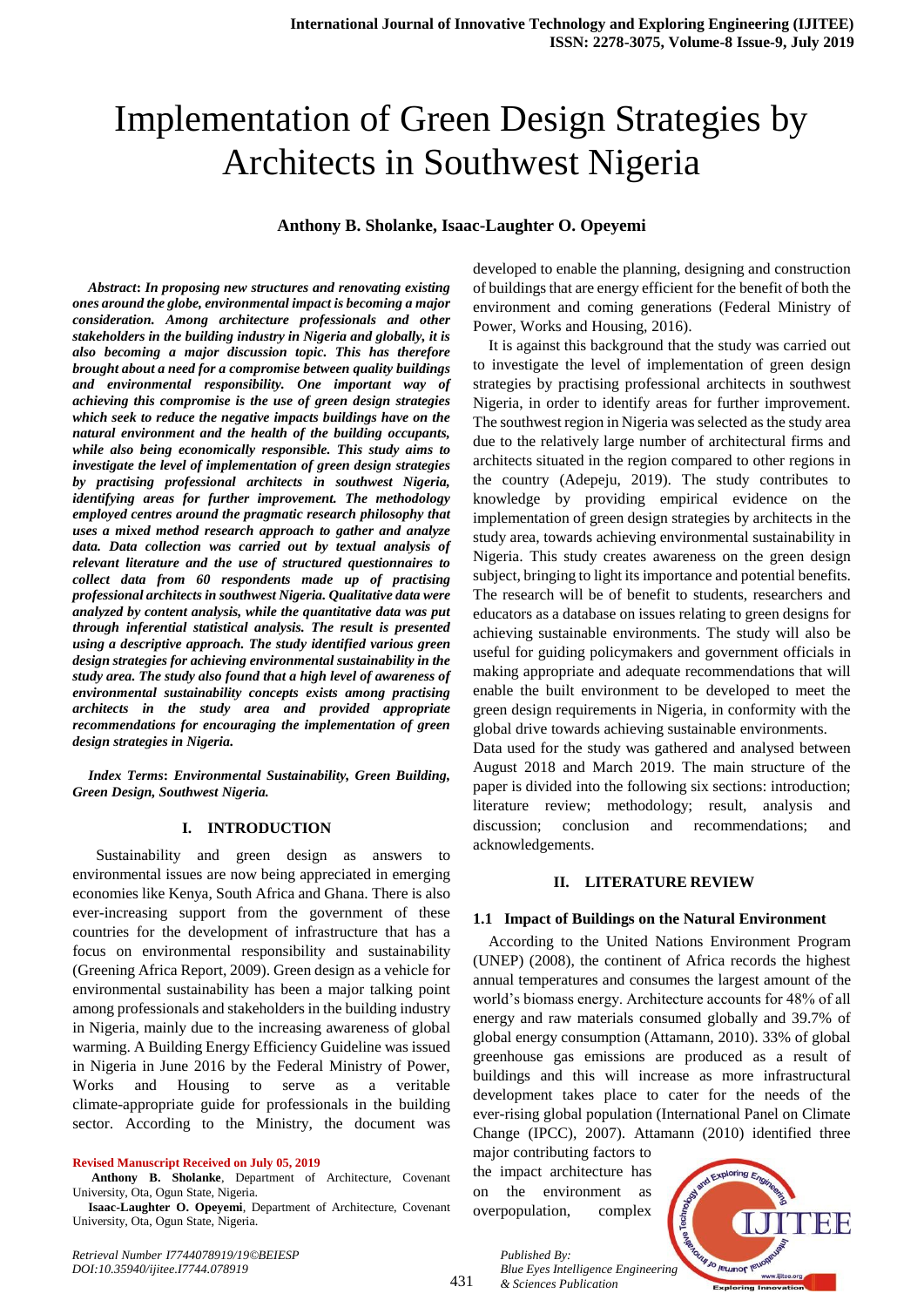# Implementation of Green Design Strategies by Architects in Southwest Nigeria

**Anthony B. Sholanke, Isaac-Laughter O. Opeyemi**

***Abstract*: *In proposing new structures and renovating existing ones around the globe, environmental impact is becoming a major consideration. Among architecture professionals and other stakeholders in the building industry in Nigeria and globally, it is also becoming a major discussion topic. This has therefore brought about a need for a compromise between quality buildings and environmental responsibility. One important way of achieving this compromise is the use of green design strategies which seek to reduce the negative impacts buildings have on the natural environment and the health of the building occupants, while also being economically responsible. This study aims to investigate the level of implementation of green design strategies by practising professional architects in southwest Nigeria, identifying areas for further improvement. The methodology employed centres around the pragmatic research philosophy that uses a mixed method research approach to gather and analyze data. Data collection was carried out by textual analysis of relevant literature and the use of structured questionnaires to collect data from 60 respondents made up of practising professional architects in southwest Nigeria. Qualitative data were analyzed by content analysis, while the quantitative data was put through inferential statistical analysis. The result is presented using a descriptive approach. The study identified various green design strategies for achieving environmental sustainability in the study area. The study also found that a high level of awareness of environmental sustainability concepts exists among practising architects in the study area and provided appropriate recommendations for encouraging the implementation of green design strategies in Nigeria.***

***Index Terms*: *Environmental Sustainability, Green Building, Green Design, Southwest Nigeria.***

## I. INTRODUCTION

Sustainability and green design as answers to environmental issues are now being appreciated in emerging economies like Kenya, South Africa and Ghana. There is also ever-increasing support from the government of these countries for the development of infrastructure that has a focus on environmental responsibility and sustainability (Greening Africa Report, 2009). Green design as a vehicle for environmental sustainability has been a major talking point among professionals and stakeholders in the building industry in Nigeria, mainly due to the increasing awareness of global warming. A Building Energy Efficiency Guideline was issued in Nigeria in June 2016 by the Federal Ministry of Power, Works and Housing to serve as a veritable climate-appropriate guide for professionals in the building sector. According to the Ministry, the document was developed to enable the planning, designing and construction of buildings that are energy efficient for the benefit of both the environment and coming generations (Federal Ministry of Power, Works and Housing, 2016).

It is against this background that the study was carried out to investigate the level of implementation of green design strategies by practising professional architects in southwest Nigeria, in order to identify areas for further improvement. The southwest region in Nigeria was selected as the study area due to the relatively large number of architectural firms and architects situated in the region compared to other regions in the country (Adepeju, 2019). The study contributes to knowledge by providing empirical evidence on the implementation of green design strategies by architects in the study area, towards achieving environmental sustainability in Nigeria. This study creates awareness on the green design subject, bringing to light its importance and potential benefits. The research will be of benefit to students, researchers and educators as a database on issues relating to green designs for achieving sustainable environments. The study will also be useful for guiding policymakers and government officials in making appropriate and adequate recommendations that will enable the built environment to be developed to meet the green design requirements in Nigeria, in conformity with the global drive towards achieving sustainable environments.

Data used for the study was gathered and analysed between August 2018 and March 2019. The main structure of the paper is divided into the following six sections: introduction; literature review; methodology; result, analysis and discussion; conclusion and recommendations; and acknowledgements.

## II. LITERATURE REVIEW

### 1.1 Impact of Buildings on the Natural Environment

According to the United Nations Environment Program (UNEP) (2008), the continent of Africa records the highest annual temperatures and consumes the largest amount of the world's biomass energy. Architecture accounts for 48% of all energy and raw materials consumed globally and 39.7% of global energy consumption (Attamann, 2010). 33% of global greenhouse gas emissions are produced as a result of buildings and this will increase as more infrastructural development takes place to cater for the needs of the ever-rising global population (International Panel on Climate Change (IPCC), 2007). Attamann (2010) identified three major contributing factors to the impact architecture has on the environment as overpopulation, complex

**Revised Manuscript Received on July 05, 2019**

**Anthony B. Sholanke**, Department of Architecture, Covenant University, Ota, Ogun State, Nigeria.

**Isaac-Laughter O. Opeyemi**, Department of Architecture, Covenant University, Ota, Ogun State, Nigeria.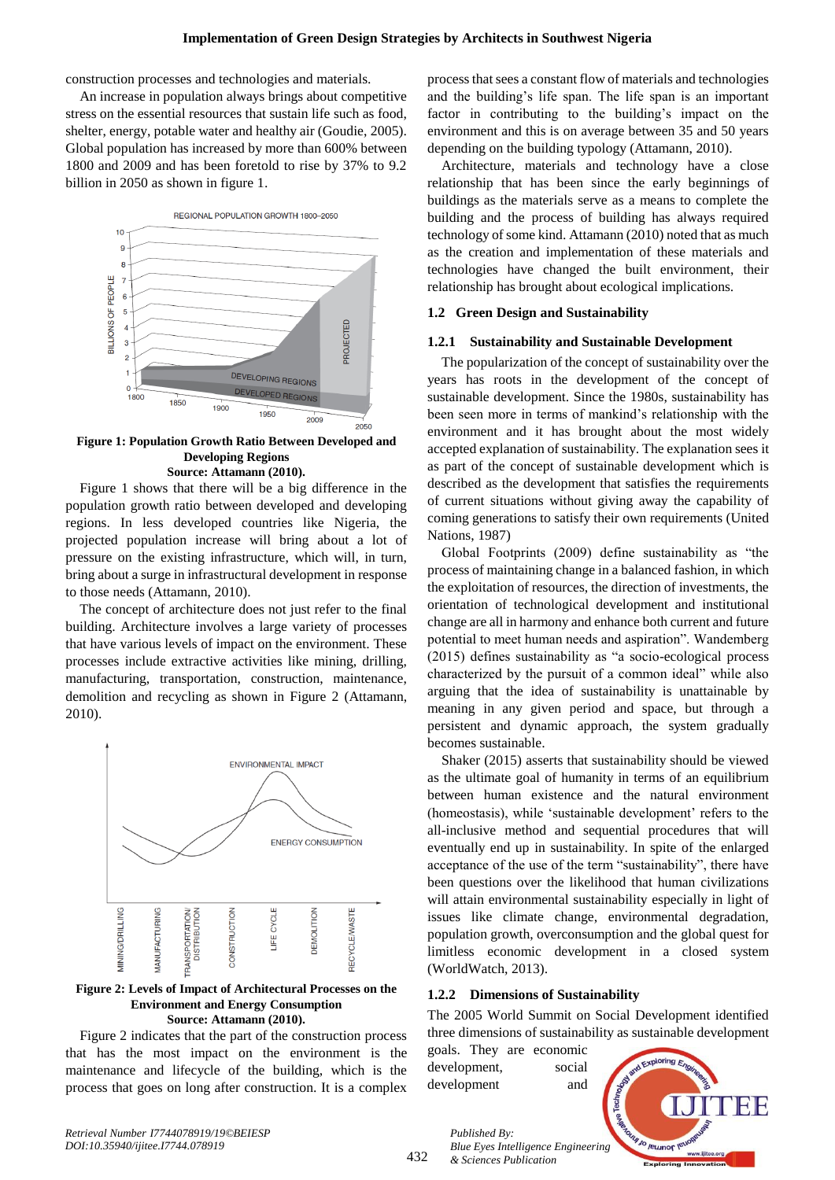construction processes and technologies and materials.

An increase in population always brings about competitive stress on the essential resources that sustain life such as food, shelter, energy, potable water and healthy air (Goudie, 2005). Global population has increased by more than 600% between 1800 and 2009 and has been foretold to rise by 37% to 9.2 billion in 2050 as shown in figure 1.

**Figure 1: Population Growth Ratio Between Developed and Developing Regions**
**Source: Attamann (2010).**

Figure 1 shows that there will be a big difference in the population growth ratio between developed and developing regions. In less developed countries like Nigeria, the projected population increase will bring about a lot of pressure on the existing infrastructure, which will, in turn, bring about a surge in infrastructural development in response to those needs (Attamann, 2010).

The concept of architecture does not just refer to the final building. Architecture involves a large variety of processes that have various levels of impact on the environment. These processes include extractive activities like mining, drilling, manufacturing, transportation, construction, maintenance, demolition and recycling as shown in Figure 2 (Attamann, 2010).

**Figure 2: Levels of Impact of Architectural Processes on the Environment and Energy Consumption**
**Source: Attamann (2010).**

Figure 2 indicates that the part of the construction process that has the most impact on the environment is the maintenance and lifecycle of the building, which is the process that goes on long after construction. It is a complex process that sees a constant flow of materials and technologies and the building's life span. The life span is an important factor in contributing to the building's impact on the environment and this is on average between 35 and 50 years depending on the building typology (Attamann, 2010).

Architecture, materials and technology have a close relationship that has been since the early beginnings of buildings as the materials serve as a means to complete the building and the process of building has always required technology of some kind. Attamann (2010) noted that as much as the creation and implementation of these materials and technologies have changed the built environment, their relationship has brought about ecological implications.

### 1.2 Green Design and Sustainability

#### 1.2.1 Sustainability and Sustainable Development

The popularization of the concept of sustainability over the years has roots in the development of the concept of sustainable development. Since the 1980s, sustainability has been seen more in terms of mankind's relationship with the environment and it has brought about the most widely accepted explanation of sustainability. The explanation sees it as part of the concept of sustainable development which is described as the development that satisfies the requirements of current situations without giving away the capability of coming generations to satisfy their own requirements (United Nations, 1987)

Global Footprints (2009) define sustainability as "the process of maintaining change in a balanced fashion, in which the exploitation of resources, the direction of investments, the orientation of technological development and institutional change are all in harmony and enhance both current and future potential to meet human needs and aspiration". Wandemberg (2015) defines sustainability as "a socio-ecological process characterized by the pursuit of a common ideal" while also arguing that the idea of sustainability is unattainable by meaning in any given period and space, but through a persistent and dynamic approach, the system gradually becomes sustainable.

Shaker (2015) asserts that sustainability should be viewed as the ultimate goal of humanity in terms of an equilibrium between human existence and the natural environment (homeostasis), while 'sustainable development' refers to the all-inclusive method and sequential procedures that will eventually end up in sustainability. In spite of the enlarged acceptance of the use of the term "sustainability", there have been questions over the likelihood that human civilizations will attain environmental sustainability especially in light of issues like climate change, environmental degradation, population growth, overconsumption and the global quest for limitless economic development in a closed system (WorldWatch, 2013).

#### 1.2.2 Dimensions of Sustainability

The 2005 World Summit on Social Development identified three dimensions of sustainability as sustainable development goals. They are economic development, social development and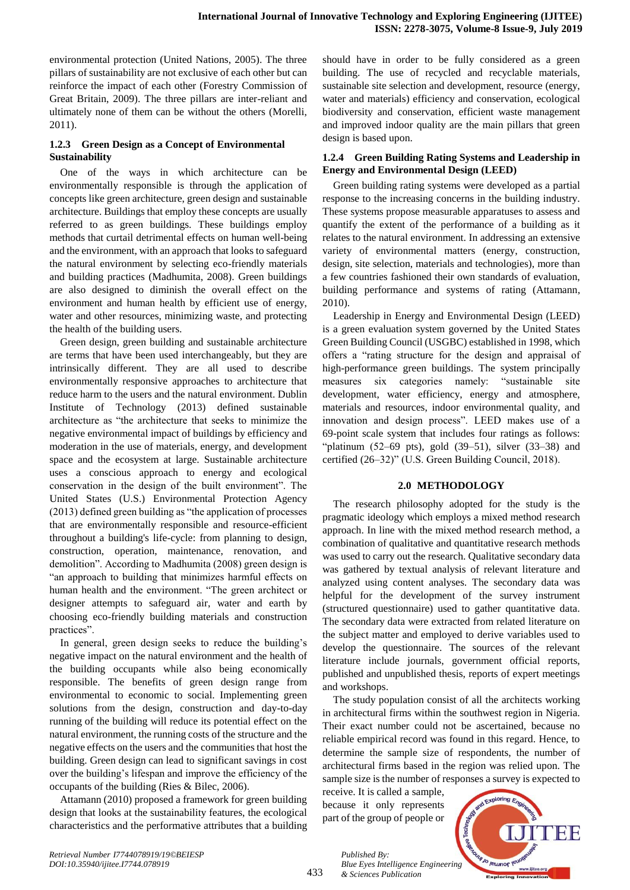environmental protection (United Nations, 2005). The three pillars of sustainability are not exclusive of each other but can reinforce the impact of each other (Forestry Commission of Great Britain, 2009). The three pillars are inter-reliant and ultimately none of them can be without the others (Morelli, 2011).

### 1.2.3 Green Design as a Concept of Environmental Sustainability

One of the ways in which architecture can be environmentally responsible is through the application of concepts like green architecture, green design and sustainable architecture. Buildings that employ these concepts are usually referred to as green buildings. These buildings employ methods that curtail detrimental effects on human well-being and the environment, with an approach that looks to safeguard the natural environment by selecting eco-friendly materials and building practices (Madhumita, 2008). Green buildings are also designed to diminish the overall effect on the environment and human health by efficient use of energy, water and other resources, minimizing waste, and protecting the health of the building users.

Green design, green building and sustainable architecture are terms that have been used interchangeably, but they are intrinsically different. They are all used to describe environmentally responsive approaches to architecture that reduce harm to the users and the natural environment. Dublin Institute of Technology (2013) defined sustainable architecture as "the architecture that seeks to minimize the negative environmental impact of buildings by efficiency and moderation in the use of materials, energy, and development space and the ecosystem at large. Sustainable architecture uses a conscious approach to energy and ecological conservation in the design of the built environment". The United States (U.S.) Environmental Protection Agency (2013) defined green building as "the application of processes that are environmentally responsible and resource-efficient throughout a building's life-cycle: from planning to design, construction, operation, maintenance, renovation, and demolition". According to Madhumita (2008) green design is "an approach to building that minimizes harmful effects on human health and the environment. "The green architect or designer attempts to safeguard air, water and earth by choosing eco-friendly building materials and construction practices".

In general, green design seeks to reduce the building's negative impact on the natural environment and the health of the building occupants while also being economically responsible. The benefits of green design range from environmental to economic to social. Implementing green solutions from the design, construction and day-to-day running of the building will reduce its potential effect on the natural environment, the running costs of the structure and the negative effects on the users and the communities that host the building. Green design can lead to significant savings in cost over the building's lifespan and improve the efficiency of the occupants of the building (Ries & Bilec, 2006).

Attamann (2010) proposed a framework for green building design that looks at the sustainability features, the ecological characteristics and the performative attributes that a building should have in order to be fully considered as a green building. The use of recycled and recyclable materials, sustainable site selection and development, resource (energy, water and materials) efficiency and conservation, ecological biodiversity and conservation, efficient waste management and improved indoor quality are the main pillars that green design is based upon.

### 1.2.4 Green Building Rating Systems and Leadership in Energy and Environmental Design (LEED)

Green building rating systems were developed as a partial response to the increasing concerns in the building industry. These systems propose measurable apparatuses to assess and quantify the extent of the performance of a building as it relates to the natural environment. In addressing an extensive variety of environmental matters (energy, construction, design, site selection, materials and technologies), more than a few countries fashioned their own standards of evaluation, building performance and systems of rating (Attamann, 2010).

Leadership in Energy and Environmental Design (LEED) is a green evaluation system governed by the United States Green Building Council (USGBC) established in 1998, which offers a "rating structure for the design and appraisal of high-performance green buildings. The system principally measures six categories namely: "sustainable site development, water efficiency, energy and atmosphere, materials and resources, indoor environmental quality, and innovation and design process". LEED makes use of a 69-point scale system that includes four ratings as follows: "platinum (52–69 pts), gold (39–51), silver (33–38) and certified (26–32)" (U.S. Green Building Council, 2018).

## 2.0 METHODOLOGY

The research philosophy adopted for the study is the pragmatic ideology which employs a mixed method research approach. In line with the mixed method research method, a combination of qualitative and quantitative research methods was used to carry out the research. Qualitative secondary data was gathered by textual analysis of relevant literature and analyzed using content analyses. The secondary data was helpful for the development of the survey instrument (structured questionnaire) used to gather quantitative data. The secondary data were extracted from related literature on the subject matter and employed to derive variables used to develop the questionnaire. The sources of the relevant literature include journals, government official reports, published and unpublished thesis, reports of expert meetings and workshops.

The study population consist of all the architects working in architectural firms within the southwest region in Nigeria. Their exact number could not be ascertained, because no reliable empirical record was found in this regard. Hence, to determine the sample size of respondents, the number of architectural firms based in the region was relied upon. The sample size is the number of responses a survey is expected to receive. It is called a sample, because it only represents part of the group of people or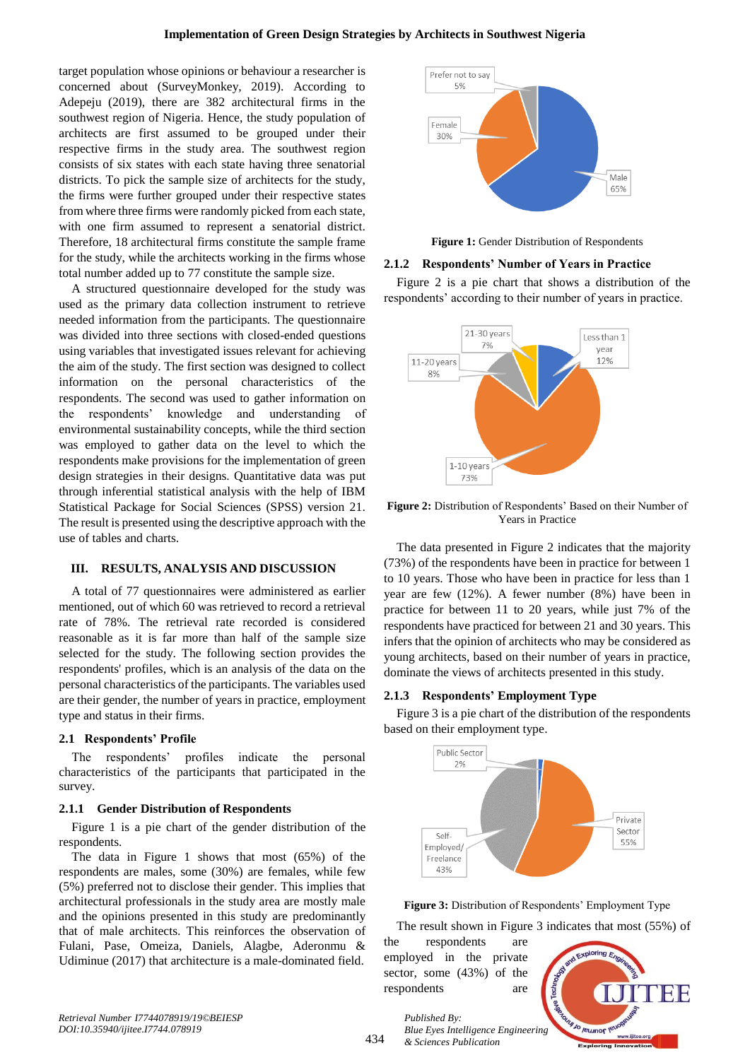target population whose opinions or behaviour a researcher is concerned about (SurveyMonkey, 2019). According to Adepeju (2019), there are 382 architectural firms in the southwest region of Nigeria. Hence, the study population of architects are first assumed to be grouped under their respective firms in the study area. The southwest region consists of six states with each state having three senatorial districts. To pick the sample size of architects for the study, the firms were further grouped under their respective states from where three firms were randomly picked from each state, with one firm assumed to represent a senatorial district. Therefore, 18 architectural firms constitute the sample frame for the study, while the architects working in the firms whose total number added up to 77 constitute the sample size.

A structured questionnaire developed for the study was used as the primary data collection instrument to retrieve needed information from the participants. The questionnaire was divided into three sections with closed-ended questions using variables that investigated issues relevant for achieving the aim of the study. The first section was designed to collect information on the personal characteristics of the respondents. The second was used to gather information on the respondents' knowledge and understanding of environmental sustainability concepts, while the third section was employed to gather data on the level to which the respondents make provisions for the implementation of green design strategies in their designs. Quantitative data was put through inferential statistical analysis with the help of IBM Statistical Package for Social Sciences (SPSS) version 21. The result is presented using the descriptive approach with the use of tables and charts.

## III. RESULTS, ANALYSIS AND DISCUSSION

A total of 77 questionnaires were administered as earlier mentioned, out of which 60 was retrieved to record a retrieval rate of 78%. The retrieval rate recorded is considered reasonable as it is far more than half of the sample size selected for the study. The following section provides the respondents' profiles, which is an analysis of the data on the personal characteristics of the participants. The variables used are their gender, the number of years in practice, employment type and status in their firms.

### 2.1 Respondents' Profile

The respondents' profiles indicate the personal characteristics of the participants that participated in the survey.

#### 2.1.1 Gender Distribution of Respondents

Figure 1 is a pie chart of the gender distribution of the respondents.

The data in Figure 1 shows that most (65%) of the respondents are males, some (30%) are females, while few (5%) preferred not to disclose their gender. This implies that architectural professionals in the study area are mostly male and the opinions presented in this study are predominantly that of male architects. This reinforces the observation of Fulani, Pase, Omeiza, Daniels, Alagbe, Aderonmu & Udiminue (2017) that architecture is a male-dominated field.

**Figure 1:** Gender Distribution of Respondents

#### 2.1.2 Respondents' Number of Years in Practice

Figure 2 is a pie chart that shows a distribution of the respondents' according to their number of years in practice.

**Figure 2:** Distribution of Respondents' Based on their Number of Years in Practice

The data presented in Figure 2 indicates that the majority (73%) of the respondents have been in practice for between 1 to 10 years. Those who have been in practice for less than 1 year are few (12%). A fewer number (8%) have been in practice for between 11 to 20 years, while just 7% of the respondents have practiced for between 21 and 30 years. This infers that the opinion of architects who may be considered as young architects, based on their number of years in practice, dominate the views of architects presented in this study.

#### 2.1.3 Respondents' Employment Type

Figure 3 is a pie chart of the distribution of the respondents based on their employment type.

**Figure 3:** Distribution of Respondents' Employment Type

The result shown in Figure 3 indicates that most (55%) of the respondents are employed in the private sector, some (43%) of the respondents are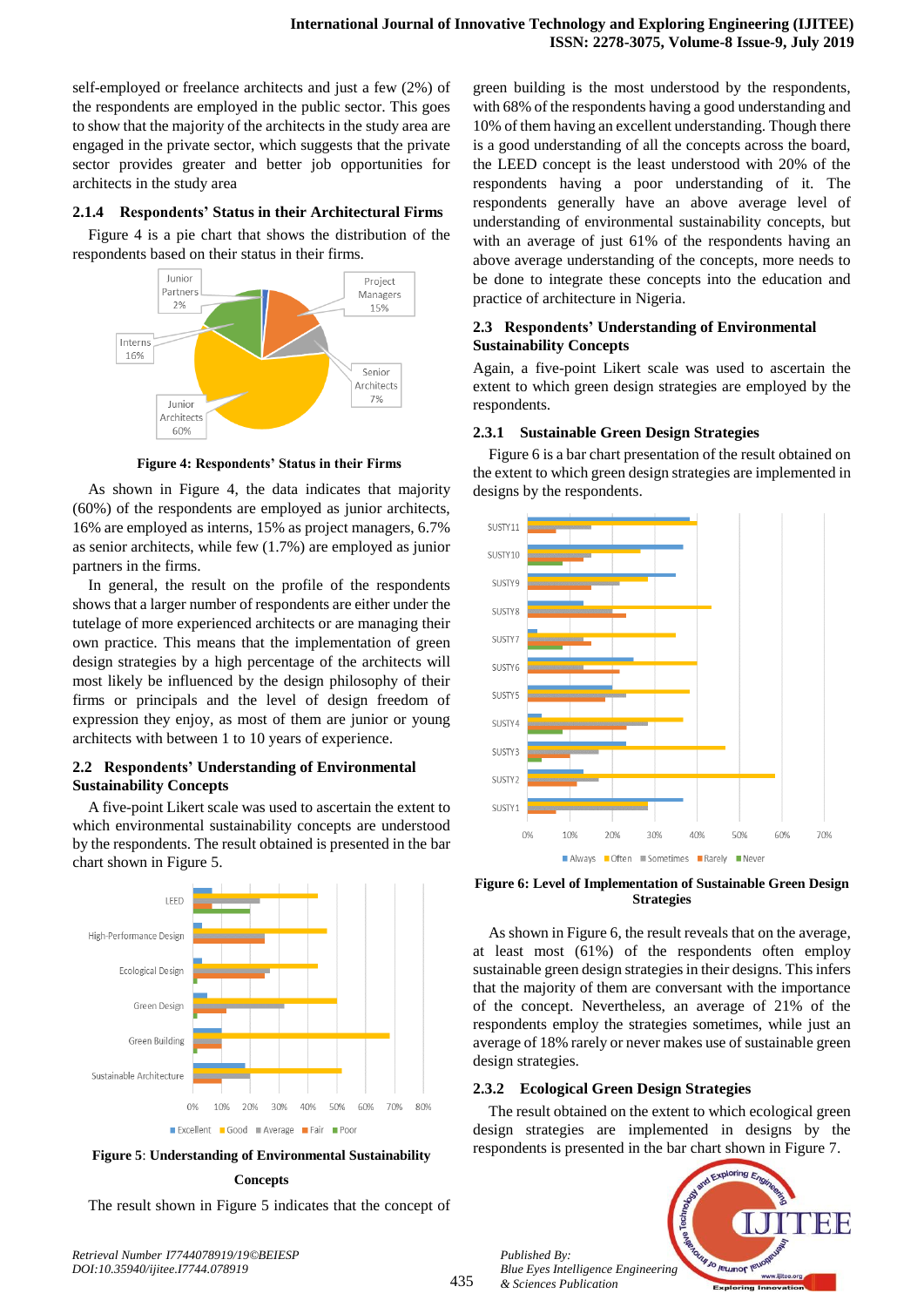self-employed or freelance architects and just a few (2%) of the respondents are employed in the public sector. This goes to show that the majority of the architects in the study area are engaged in the private sector, which suggests that the private sector provides greater and better job opportunities for architects in the study area

### 2.1.4 Respondents' Status in their Architectural Firms

Figure 4 is a pie chart that shows the distribution of the respondents based on their status in their firms.

**Figure 4: Respondents' Status in their Firms**

As shown in Figure 4, the data indicates that majority (60%) of the respondents are employed as junior architects, 16% are employed as interns, 15% as project managers, 6.7% as senior architects, while few (1.7%) are employed as junior partners in the firms.

In general, the result on the profile of the respondents shows that a larger number of respondents are either under the tutelage of more experienced architects or are managing their own practice. This means that the implementation of green design strategies by a high percentage of the architects will most likely be influenced by the design philosophy of their firms or principals and the level of design freedom of expression they enjoy, as most of them are junior or young architects with between 1 to 10 years of experience.

## 2.2 Respondents' Understanding of Environmental Sustainability Concepts

A five-point Likert scale was used to ascertain the extent to which environmental sustainability concepts are understood by the respondents. The result obtained is presented in the bar chart shown in Figure 5.

**Figure 5**: **Understanding of Environmental Sustainability Concepts**

The result shown in Figure 5 indicates that the concept of green building is the most understood by the respondents, with 68% of the respondents having a good understanding and 10% of them having an excellent understanding. Though there is a good understanding of all the concepts across the board, the LEED concept is the least understood with 20% of the respondents having a poor understanding of it. The respondents generally have an above average level of understanding of environmental sustainability concepts, but with an average of just 61% of the respondents having an above average understanding of the concepts, more needs to be done to integrate these concepts into the education and practice of architecture in Nigeria.

## 2.3 Respondents' Understanding of Environmental Sustainability Concepts

Again, a five-point Likert scale was used to ascertain the extent to which green design strategies are employed by the respondents.

### 2.3.1 Sustainable Green Design Strategies

Figure 6 is a bar chart presentation of the result obtained on the extent to which green design strategies are implemented in designs by the respondents.

**Figure 6: Level of Implementation of Sustainable Green Design Strategies**

As shown in Figure 6, the result reveals that on the average, at least most (61%) of the respondents often employ sustainable green design strategies in their designs. This infers that the majority of them are conversant with the importance of the concept. Nevertheless, an average of 21% of the respondents employ the strategies sometimes, while just an average of 18% rarely or never makes use of sustainable green design strategies.

### 2.3.2 Ecological Green Design Strategies

The result obtained on the extent to which ecological green design strategies are implemented in designs by the respondents is presented in the bar chart shown in Figure 7.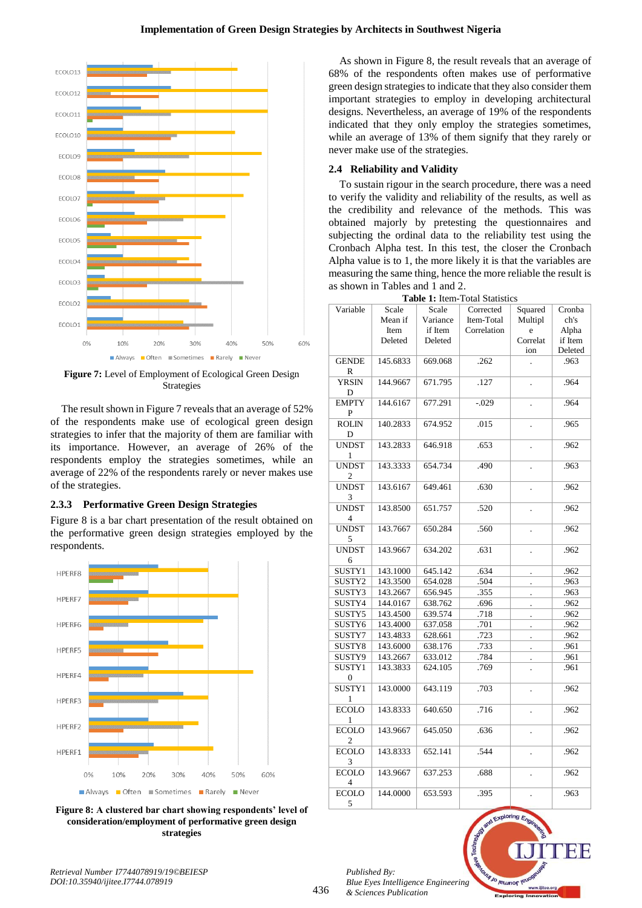**Figure 7:** Level of Employment of Ecological Green Design Strategies

The result shown in Figure 7 reveals that an average of 52% of the respondents make use of ecological green design strategies to infer that the majority of them are familiar with its importance. However, an average of 26% of the respondents employ the strategies sometimes, while an average of 22% of the respondents rarely or never makes use of the strategies.

### 2.3.3 Performative Green Design Strategies

Figure 8 is a bar chart presentation of the result obtained on the performative green design strategies employed by the respondents.

**Figure 8: A clustered bar chart showing respondents' level of consideration/employment of performative green design strategies**

As shown in Figure 8, the result reveals that an average of 68% of the respondents often makes use of performative green design strategies to indicate that they also consider them important strategies to employ in developing architectural designs. Nevertheless, an average of 19% of the respondents indicated that they only employ the strategies sometimes, while an average of 13% of them signify that they rarely or never make use of the strategies.

## 2.4 Reliability and Validity

To sustain rigour in the search procedure, there was a need to verify the validity and reliability of the results, as well as the credibility and relevance of the methods. This was obtained majorly by pretesting the questionnaires and subjecting the ordinal data to the reliability test using the Cronbach Alpha test. In this test, the closer the Cronbach Alpha value is to 1, the more likely it is that the variables are measuring the same thing, hence the more reliable the result is as shown in Tables and 1 and 2.

**Table 1:** Item-Total Statistics

| Variable | Scale Mean if Item Deleted | Scale Variance if Item Deleted | Corrected Item-Total Correlation | Squared Multiple Correlation | Cronbach's Alpha if Item Deleted |
|---|---|---|---|---|---|
| GENDER | 145.6833 | 669.068 | .262 | . | .963 |
| YRSIND | 144.9667 | 671.795 | .127 | . | .964 |
| EMPTYP | 144.6167 | 677.291 | -.029 | . | .964 |
| ROLIND | 140.2833 | 674.952 | .015 | . | .965 |
| UNDST1 | 143.2833 | 646.918 | .653 | . | .962 |
| UNDST2 | 143.3333 | 654.734 | .490 | . | .963 |
| UNDST3 | 143.6167 | 649.461 | .630 | . | .962 |
| UNDST4 | 143.8500 | 651.757 | .520 | . | .962 |
| UNDST5 | 143.7667 | 650.284 | .560 | . | .962 |
| UNDST6 | 143.9667 | 634.202 | .631 | . | .962 |
| SUSTY1 | 143.1000 | 645.142 | .634 | . | .962 |
| SUSTY2 | 143.3500 | 654.028 | .504 | . | .963 |
| SUSTY3 | 143.2667 | 656.945 | .355 | . | .963 |
| SUSTY4 | 144.0167 | 638.762 | .696 | . | .962 |
| SUSTY5 | 143.4500 | 639.574 | .718 | . | .962 |
| SUSTY6 | 143.4000 | 637.058 | .701 | . | .962 |
| SUSTY7 | 143.4833 | 628.661 | .723 | . | .962 |
| SUSTY8 | 143.6000 | 638.176 | .733 | . | .961 |
| SUSTY9 | 143.2667 | 633.012 | .784 | . | .961 |
| SUSTY10 | 143.3833 | 624.105 | .769 | . | .961 |
| SUSTY11 | 143.0000 | 643.119 | .703 | . | .962 |
| ECOLO1 | 143.8333 | 640.650 | .716 | . | .962 |
| ECOLO2 | 143.9667 | 645.050 | .636 | . | .962 |
| ECOLO3 | 143.8333 | 652.141 | .544 | . | .962 |
| ECOLO4 | 143.9667 | 637.253 | .688 | . | .962 |
| ECOLO5 | 144.0000 | 653.593 | .395 | . | .963 |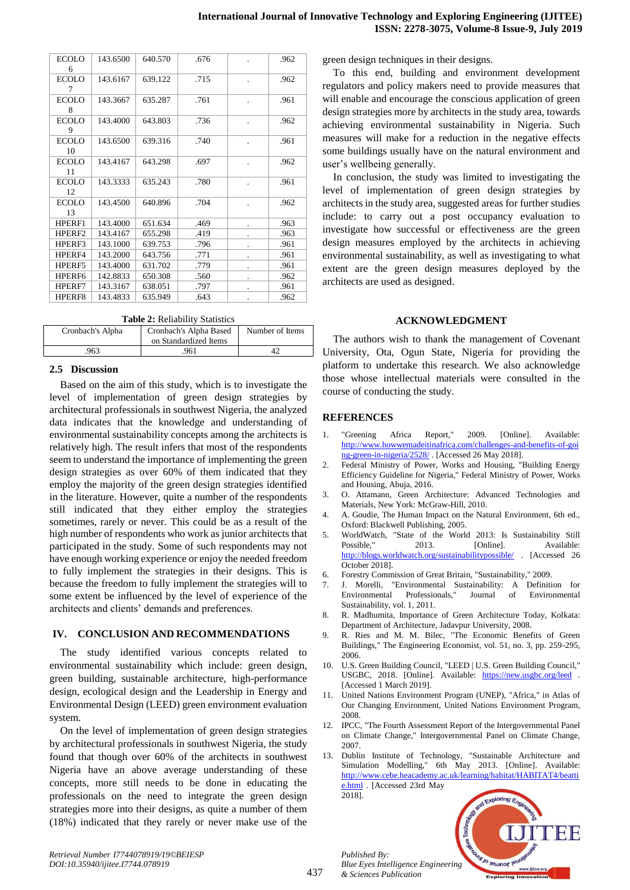| ECOLO 6 | 143.6500 | 640.570 | .676 | . | .962 |
|---|---|---|---|---|---|
| ECOLO 7 | 143.6167 | 639.122 | .715 | . | .962 |
| ECOLO 8 | 143.3667 | 635.287 | .761 | . | .961 |
| ECOLO 9 | 143.4000 | 643.803 | .736 | . | .962 |
| ECOLO 10 | 143.6500 | 639.316 | .740 | . | .961 |
| ECOLO 11 | 143.4167 | 643.298 | .697 | . | .962 |
| ECOLO 12 | 143.3333 | 635.243 | .780 | . | .961 |
| ECOLO 13 | 143.4500 | 640.896 | .704 | . | .962 |
| HPERF1 | 143.4000 | 651.634 | .469 | . | .963 |
| HPERF2 | 143.4167 | 655.298 | .419 | . | .963 |
| HPERF3 | 143.1000 | 639.753 | .796 | . | .961 |
| HPERF4 | 143.2000 | 643.756 | .771 | . | .961 |
| HPERF5 | 143.4000 | 631.702 | .779 | . | .961 |
| HPERF6 | 142.8833 | 650.308 | .560 | . | .962 |
| HPERF7 | 143.3167 | 638.051 | .797 | . | .961 |
| HPERF8 | 143.4833 | 635.949 | .643 | . | .962 |

**Table 2:** Reliability Statistics

| Cronbach's Alpha | Cronbach's Alpha Based on Standardized Items | Number of Items |
|---|---|---|
| .963 | .961 | 42 |

### 2.5 Discussion

Based on the aim of this study, which is to investigate the level of implementation of green design strategies by architectural professionals in southwest Nigeria, the analyzed data indicates that the knowledge and understanding of environmental sustainability concepts among the architects is relatively high. The result infers that most of the respondents seem to understand the importance of implementing the green design strategies as over 60% of them indicated that they employ the majority of the green design strategies identified in the literature. However, quite a number of the respondents still indicated that they either employ the strategies sometimes, rarely or never. This could be as a result of the high number of respondents who work as junior architects that participated in the study. Some of such respondents may not have enough working experience or enjoy the needed freedom to fully implement the strategies in their designs. This is because the freedom to fully implement the strategies will to some extent be influenced by the level of experience of the architects and clients' demands and preferences.

## IV. CONCLUSION AND RECOMMENDATIONS

The study identified various concepts related to environmental sustainability which include: green design, green building, sustainable architecture, high-performance design, ecological design and the Leadership in Energy and Environmental Design (LEED) green environment evaluation system.

On the level of implementation of green design strategies by architectural professionals in southwest Nigeria, the study found that though over 60% of the architects in southwest Nigeria have an above average understanding of these concepts, more still needs to be done in educating the professionals on the need to integrate the green design strategies more into their designs, as quite a number of them (18%) indicated that they rarely or never make use of the green design techniques in their designs.

To this end, building and environment development regulators and policy makers need to provide measures that will enable and encourage the conscious application of green design strategies more by architects in the study area, towards achieving environmental sustainability in Nigeria. Such measures will make for a reduction in the negative effects some buildings usually have on the natural environment and user's wellbeing generally.

In conclusion, the study was limited to investigating the level of implementation of green design strategies by architects in the study area, suggested areas for further studies include: to carry out a post occupancy evaluation to investigate how successful or effectiveness are the green design measures employed by the architects in achieving environmental sustainability, as well as investigating to what extent are the green design measures deployed by the architects are used as designed.

## ACKNOWLEDGMENT

The authors wish to thank the management of Covenant University, Ota, Ogun State, Nigeria for providing the platform to undertake this research. We also acknowledge those whose intellectual materials were consulted in the course of conducting the study.

## REFERENCES

1. "Greening Africa Report," 2009. [Online]. Available: http://www.howwemadeitinafrica.com/challenges-and-benefits-of-going-green-in-nigeria/2528/ . [Accessed 26 May 2018].
2. Federal Ministry of Power, Works and Housing, "Building Energy Efficiency Guideline for Nigeria," Federal Ministry of Power, Works and Housing, Abuja, 2016.
3. O. Attamann, Green Architecture: Advanced Technologies and Materials, New York: McGraw-Hill, 2010.
4. A. Goudie, The Human Impact on the Natural Environment, 6th ed., Oxford: Blackwell Publishing, 2005.
5. WorldWatch, "State of the World 2013: Is Sustainability Still Possible," 2013. [Online]. Available: http://blogs.worldwatch.org/sustainabilitypossible/ . [Accessed 26 October 2018].
6. Forestry Commission of Great Britain, "Sustainability," 2009.
7. J. Morelli, "Environmental Sustainability: A Definition for Environmental Professionals," Journal of Environmental Sustainability, vol. 1, 2011.
8. R. Madhumita, Importance of Green Architecture Today, Kolkata: Department of Architecture, Jadavpur University, 2008.
9. R. Ries and M. M. Bilec, "The Economic Benefits of Green Buildings," The Engineering Economist, vol. 51, no. 3, pp. 259-295, 2006.
10. U.S. Green Building Council, "LEED | U.S. Green Building Council," USGBC, 2018. [Online]. Available: https://new.usgbc.org/leed . [Accessed 1 March 2019].
11. United Nations Environment Program (UNEP), "Africa," in Atlas of Our Changing Environment, United Nations Environment Program, 2008.
12. IPCC, "The Fourth Assessment Report of the Intergovernmental Panel on Climate Change," Intergovernmental Panel on Climate Change, 2007.
13. Dublin Institute of Technology, "Sustainable Architecture and Simulation Modelling," 6th May 2013. [Online]. Available: http://www.cebe.heacademy.ac.uk/learning/habitat/HABITAT4/beattie.html . [Accessed 23rd May 2018].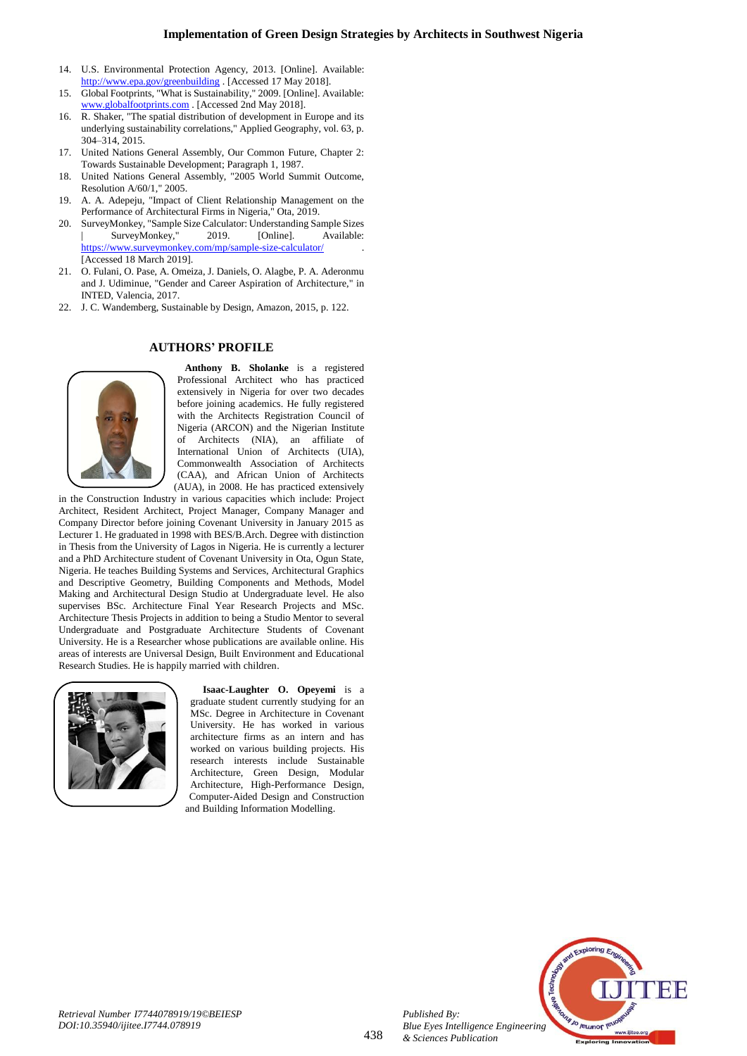14. U.S. Environmental Protection Agency, 2013. [Online]. Available: http://www.epa.gov/greenbuilding . [Accessed 17 May 2018].
15. Global Footprints, "What is Sustainability," 2009. [Online]. Available: www.globalfootprints.com . [Accessed 2nd May 2018].
16. R. Shaker, "The spatial distribution of development in Europe and its underlying sustainability correlations," Applied Geography, vol. 63, p. 304–314, 2015.
17. United Nations General Assembly, Our Common Future, Chapter 2: Towards Sustainable Development; Paragraph 1, 1987.
18. United Nations General Assembly, "2005 World Summit Outcome, Resolution A/60/1," 2005.
19. A. A. Adepeju, "Impact of Client Relationship Management on the Performance of Architectural Firms in Nigeria," Ota, 2019.
20. SurveyMonkey, "Sample Size Calculator: Understanding Sample Sizes | SurveyMonkey," 2019. [Online]. Available: https://www.surveymonkey.com/mp/sample-size-calculator/ . [Accessed 18 March 2019].
21. O. Fulani, O. Pase, A. Omeiza, J. Daniels, O. Alagbe, P. A. Aderonmu and J. Udiminue, "Gender and Career Aspiration of Architecture," in INTED, Valencia, 2017.
22. J. C. Wandemberg, Sustainable by Design, Amazon, 2015, p. 122.

## AUTHORS' PROFILE

**Anthony B. Sholanke** is a registered Professional Architect who has practiced extensively in Nigeria for over two decades before joining academics. He fully registered with the Architects Registration Council of Nigeria (ARCON) and the Nigerian Institute of Architects (NIA), an affiliate of International Union of Architects (UIA), Commonwealth Association of Architects (CAA), and African Union of Architects (AUA), in 2008. He has practiced extensively in the Construction Industry in various capacities which include: Project Architect, Resident Architect, Project Manager, Company Manager and Company Director before joining Covenant University in January 2015 as Lecturer 1. He graduated in 1998 with BES/B.Arch. Degree with distinction in Thesis from the University of Lagos in Nigeria. He is currently a lecturer and a PhD Architecture student of Covenant University in Ota, Ogun State, Nigeria. He teaches Building Systems and Services, Architectural Graphics and Descriptive Geometry, Building Components and Methods, Model Making and Architectural Design Studio at Undergraduate level. He also supervises BSc. Architecture Final Year Research Projects and MSc. Architecture Thesis Projects in addition to being a Studio Mentor to several Undergraduate and Postgraduate Architecture Students of Covenant University. He is a Researcher whose publications are available online. His areas of interests are Universal Design, Built Environment and Educational Research Studies. He is happily married with children.

**Isaac-Laughter O. Opeyemi** is a graduate student currently studying for an MSc. Degree in Architecture in Covenant University. He has worked in various architecture firms as an intern and has worked on various building projects. His research interests include Sustainable Architecture, Green Design, Modular Architecture, High-Performance Design, Computer-Aided Design and Construction and Building Information Modelling.